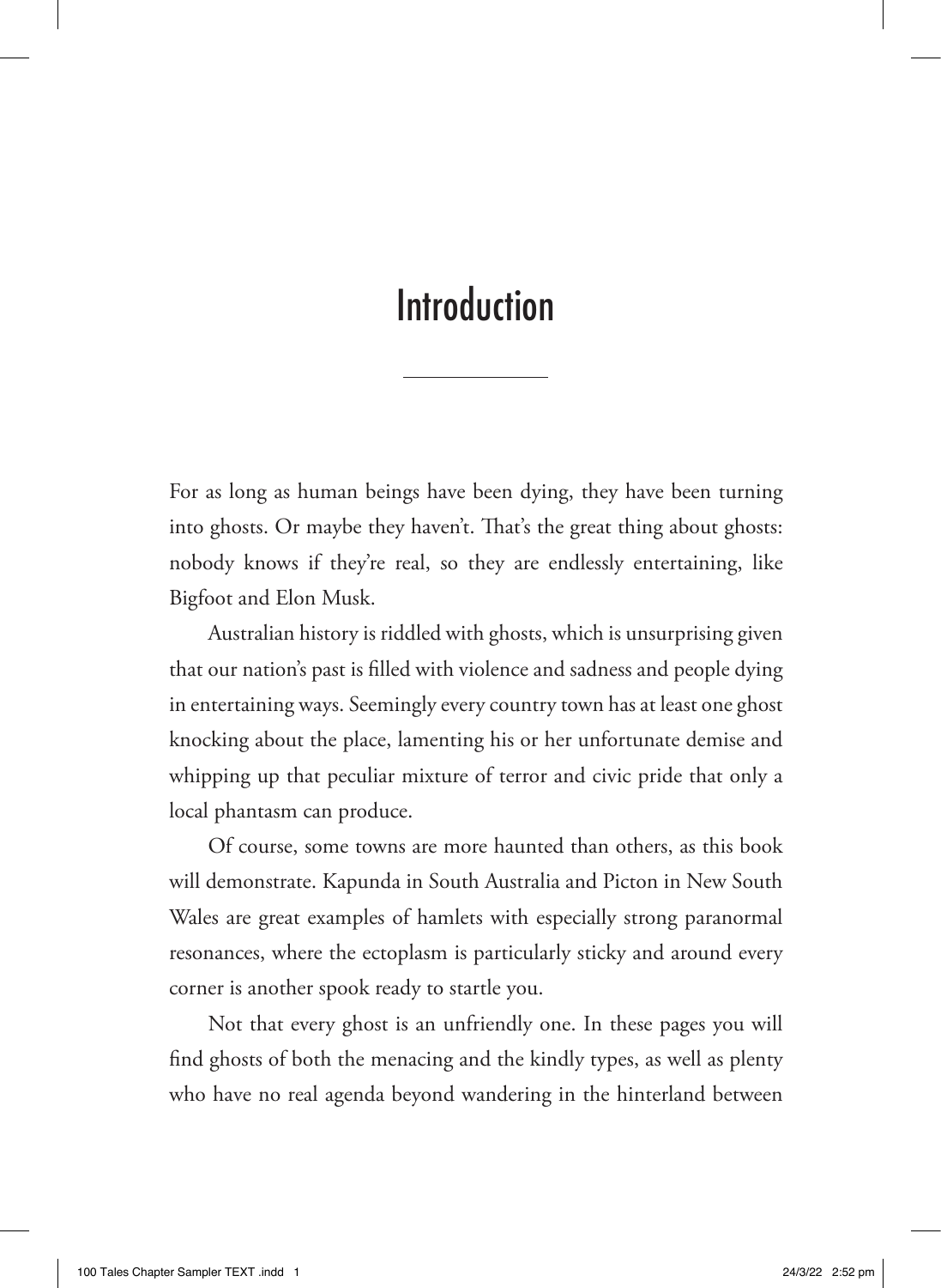# Introduction

For as long as human beings have been dying, they have been turning into ghosts. Or maybe they haven't. That's the great thing about ghosts: nobody knows if they're real, so they are endlessly entertaining, like Bigfoot and Elon Musk.

Australian history is riddled with ghosts, which is unsurprising given that our nation's past is filled with violence and sadness and people dying in entertaining ways. Seemingly every country town has at least one ghost knocking about the place, lamenting his or her unfortunate demise and whipping up that peculiar mixture of terror and civic pride that only a local phantasm can produce.

Of course, some towns are more haunted than others, as this book will demonstrate. Kapunda in South Australia and Picton in New South Wales are great examples of hamlets with especially strong paranormal resonances, where the ectoplasm is particularly sticky and around every corner is another spook ready to startle you.

Not that every ghost is an unfriendly one. In these pages you will find ghosts of both the menacing and the kindly types, as well as plenty who have no real agenda beyond wandering in the hinterland between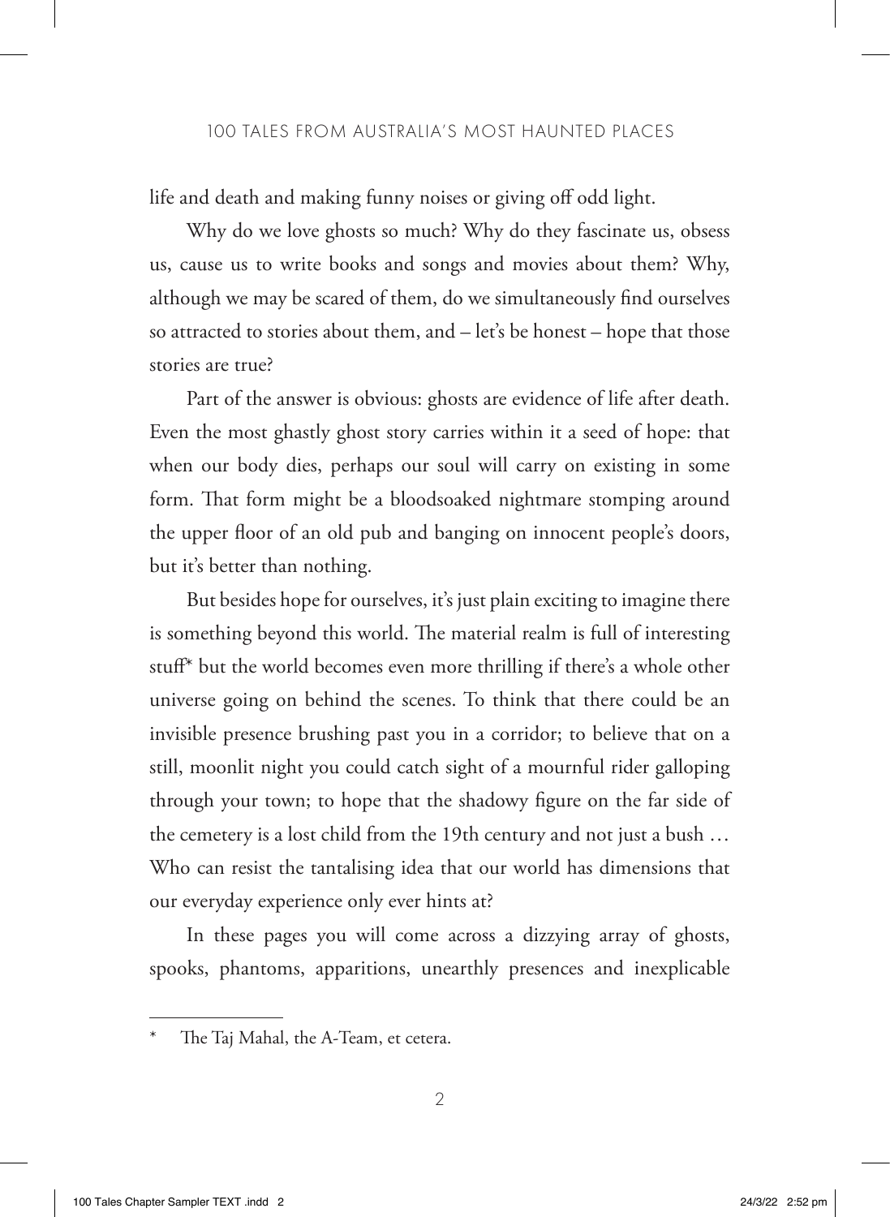life and death and making funny noises or giving off odd light.

Why do we love ghosts so much? Why do they fascinate us, obsess us, cause us to write books and songs and movies about them? Why, although we may be scared of them, do we simultaneously find ourselves so attracted to stories about them, and – let's be honest – hope that those stories are true?

Part of the answer is obvious: ghosts are evidence of life after death. Even the most ghastly ghost story carries within it a seed of hope: that when our body dies, perhaps our soul will carry on existing in some form. That form might be a bloodsoaked nightmare stomping around the upper floor of an old pub and banging on innocent people's doors, but it's better than nothing.

But besides hope for ourselves, it's just plain exciting to imagine there is something beyond this world. The material realm is full of interesting stuff* but the world becomes even more thrilling if there's a whole other universe going on behind the scenes. To think that there could be an invisible presence brushing past you in a corridor; to believe that on a still, moonlit night you could catch sight of a mournful rider galloping through your town; to hope that the shadowy figure on the far side of the cemetery is a lost child from the 19th century and not just a bush … Who can resist the tantalising idea that our world has dimensions that our everyday experience only ever hints at?

In these pages you will come across a dizzying array of ghosts, spooks, phantoms, apparitions, unearthly presences and inexplicable

---

* The Taj Mahal, the A-Team, et cetera.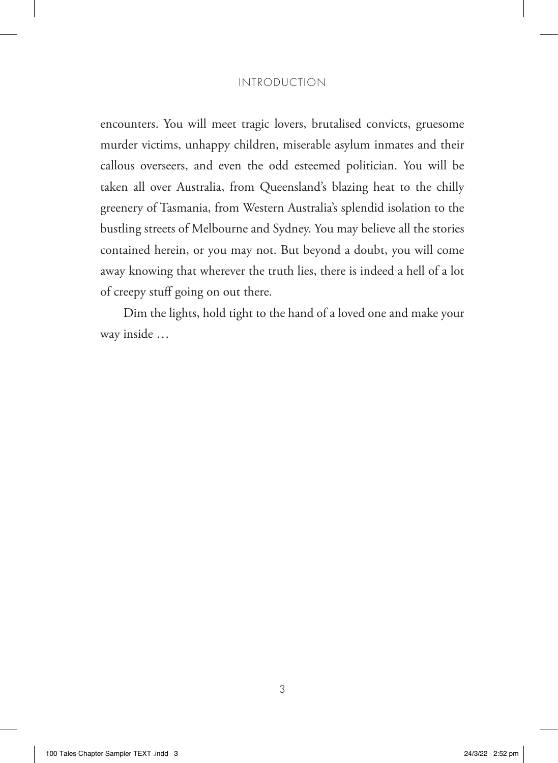encounters. You will meet tragic lovers, brutalised convicts, gruesome murder victims, unhappy children, miserable asylum inmates and their callous overseers, and even the odd esteemed politician. You will be taken all over Australia, from Queensland's blazing heat to the chilly greenery of Tasmania, from Western Australia's splendid isolation to the bustling streets of Melbourne and Sydney. You may believe all the stories contained herein, or you may not. But beyond a doubt, you will come away knowing that wherever the truth lies, there is indeed a hell of a lot of creepy stuff going on out there.

Dim the lights, hold tight to the hand of a loved one and make your way inside …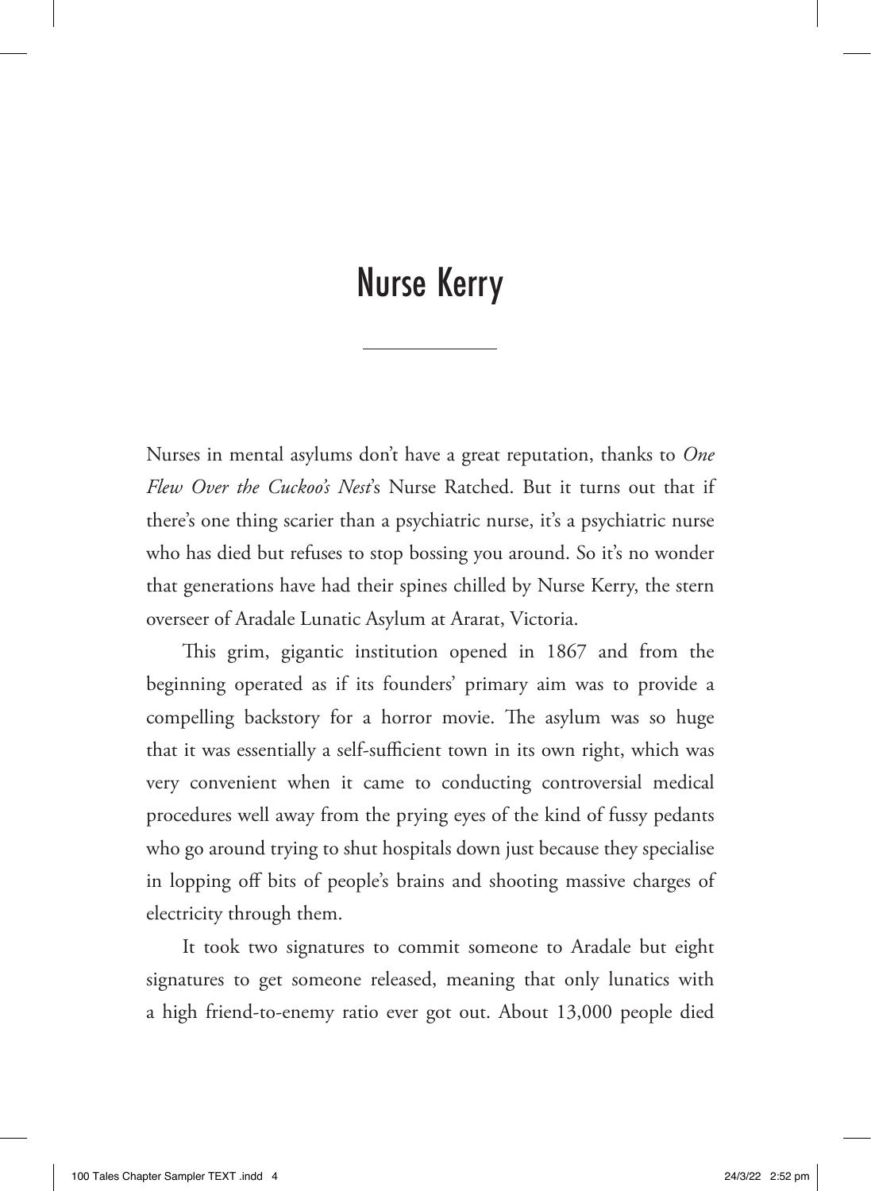# Nurse Kerry

Nurses in mental asylums don't have a great reputation, thanks to *One Flew Over the Cuckoo's Nest*'s Nurse Ratched. But it turns out that if there's one thing scarier than a psychiatric nurse, it's a psychiatric nurse who has died but refuses to stop bossing you around. So it's no wonder that generations have had their spines chilled by Nurse Kerry, the stern overseer of Aradale Lunatic Asylum at Ararat, Victoria.

This grim, gigantic institution opened in 1867 and from the beginning operated as if its founders' primary aim was to provide a compelling backstory for a horror movie. The asylum was so huge that it was essentially a self-sufficient town in its own right, which was very convenient when it came to conducting controversial medical procedures well away from the prying eyes of the kind of fussy pedants who go around trying to shut hospitals down just because they specialise in lopping off bits of people's brains and shooting massive charges of electricity through them.

It took two signatures to commit someone to Aradale but eight signatures to get someone released, meaning that only lunatics with a high friend-to-enemy ratio ever got out. About 13,000 people died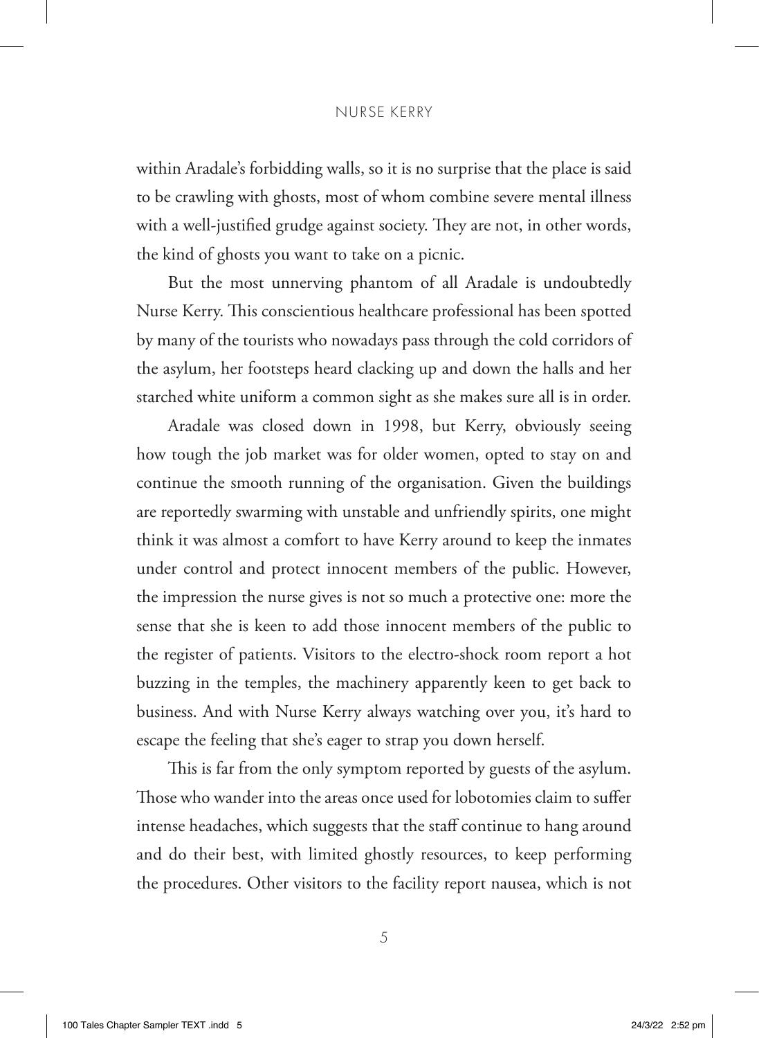within Aradale's forbidding walls, so it is no surprise that the place is said to be crawling with ghosts, most of whom combine severe mental illness with a well-justified grudge against society. They are not, in other words, the kind of ghosts you want to take on a picnic.

But the most unnerving phantom of all Aradale is undoubtedly Nurse Kerry. This conscientious healthcare professional has been spotted by many of the tourists who nowadays pass through the cold corridors of the asylum, her footsteps heard clacking up and down the halls and her starched white uniform a common sight as she makes sure all is in order.

Aradale was closed down in 1998, but Kerry, obviously seeing how tough the job market was for older women, opted to stay on and continue the smooth running of the organisation. Given the buildings are reportedly swarming with unstable and unfriendly spirits, one might think it was almost a comfort to have Kerry around to keep the inmates under control and protect innocent members of the public. However, the impression the nurse gives is not so much a protective one: more the sense that she is keen to add those innocent members of the public to the register of patients. Visitors to the electro-shock room report a hot buzzing in the temples, the machinery apparently keen to get back to business. And with Nurse Kerry always watching over you, it's hard to escape the feeling that she's eager to strap you down herself.

This is far from the only symptom reported by guests of the asylum. Those who wander into the areas once used for lobotomies claim to suffer intense headaches, which suggests that the staff continue to hang around and do their best, with limited ghostly resources, to keep performing the procedures. Other visitors to the facility report nausea, which is not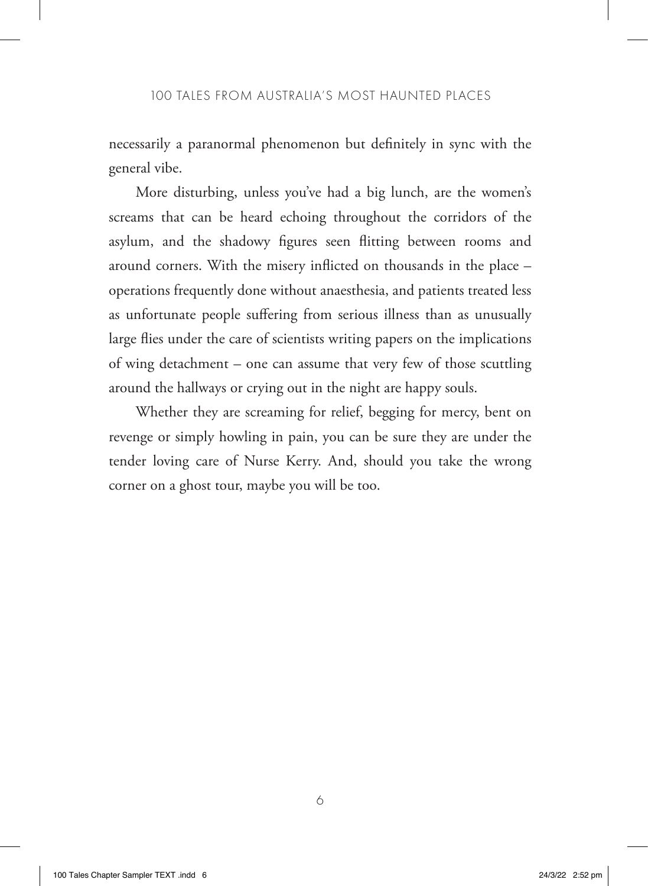necessarily a paranormal phenomenon but definitely in sync with the general vibe.

More disturbing, unless you've had a big lunch, are the women's screams that can be heard echoing throughout the corridors of the asylum, and the shadowy figures seen flitting between rooms and around corners. With the misery inflicted on thousands in the place – operations frequently done without anaesthesia, and patients treated less as unfortunate people suffering from serious illness than as unusually large flies under the care of scientists writing papers on the implications of wing detachment – one can assume that very few of those scuttling around the hallways or crying out in the night are happy souls.

Whether they are screaming for relief, begging for mercy, bent on revenge or simply howling in pain, you can be sure they are under the tender loving care of Nurse Kerry. And, should you take the wrong corner on a ghost tour, maybe you will be too.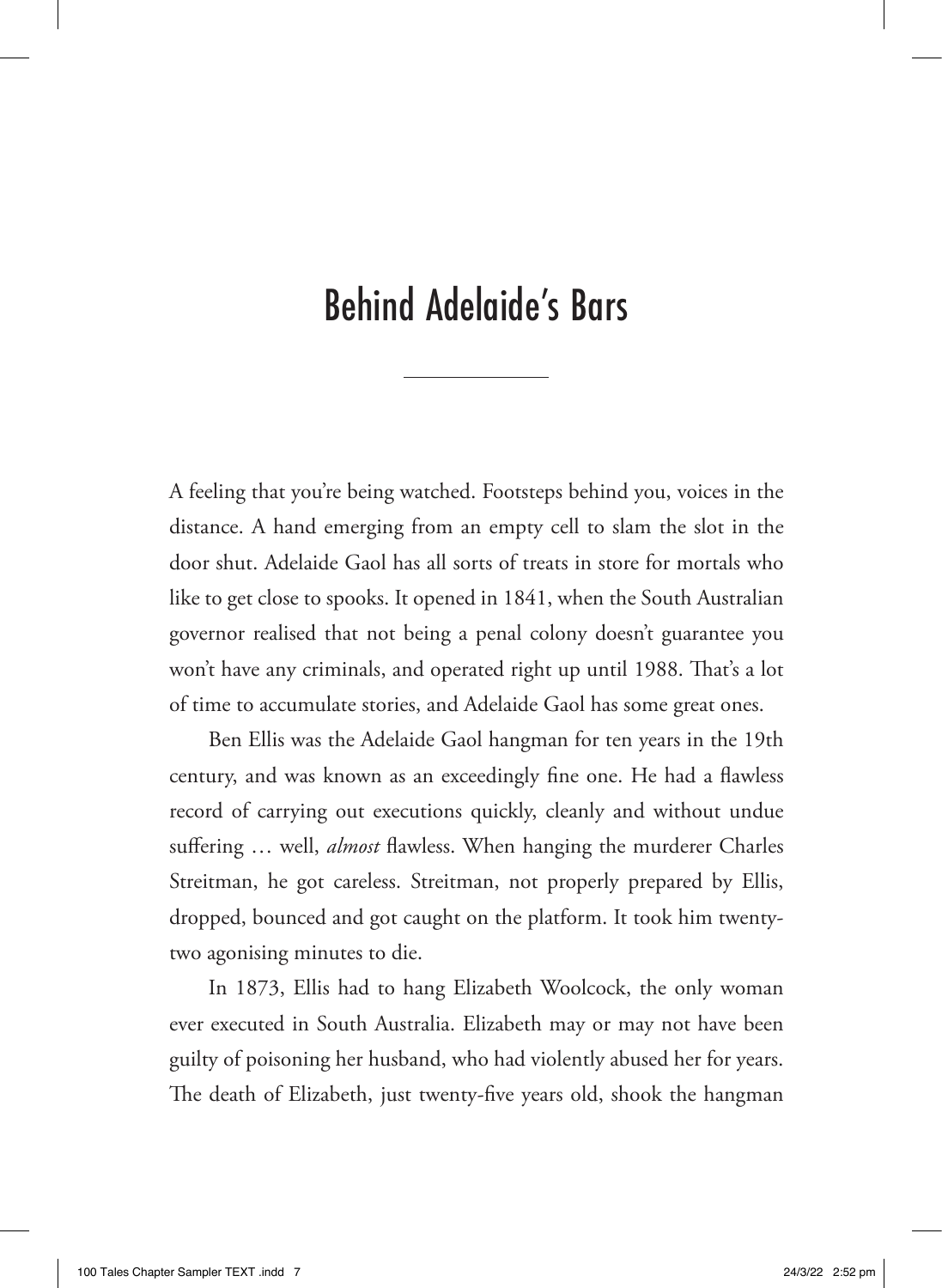# Behind Adelaide's Bars

A feeling that you're being watched. Footsteps behind you, voices in the distance. A hand emerging from an empty cell to slam the slot in the door shut. Adelaide Gaol has all sorts of treats in store for mortals who like to get close to spooks. It opened in 1841, when the South Australian governor realised that not being a penal colony doesn't guarantee you won't have any criminals, and operated right up until 1988. That's a lot of time to accumulate stories, and Adelaide Gaol has some great ones.

Ben Ellis was the Adelaide Gaol hangman for ten years in the 19th century, and was known as an exceedingly fine one. He had a flawless record of carrying out executions quickly, cleanly and without undue suffering … well, *almost* flawless. When hanging the murderer Charles Streitman, he got careless. Streitman, not properly prepared by Ellis, dropped, bounced and got caught on the platform. It took him twenty-two agonising minutes to die.

In 1873, Ellis had to hang Elizabeth Woolcock, the only woman ever executed in South Australia. Elizabeth may or may not have been guilty of poisoning her husband, who had violently abused her for years. The death of Elizabeth, just twenty-five years old, shook the hangman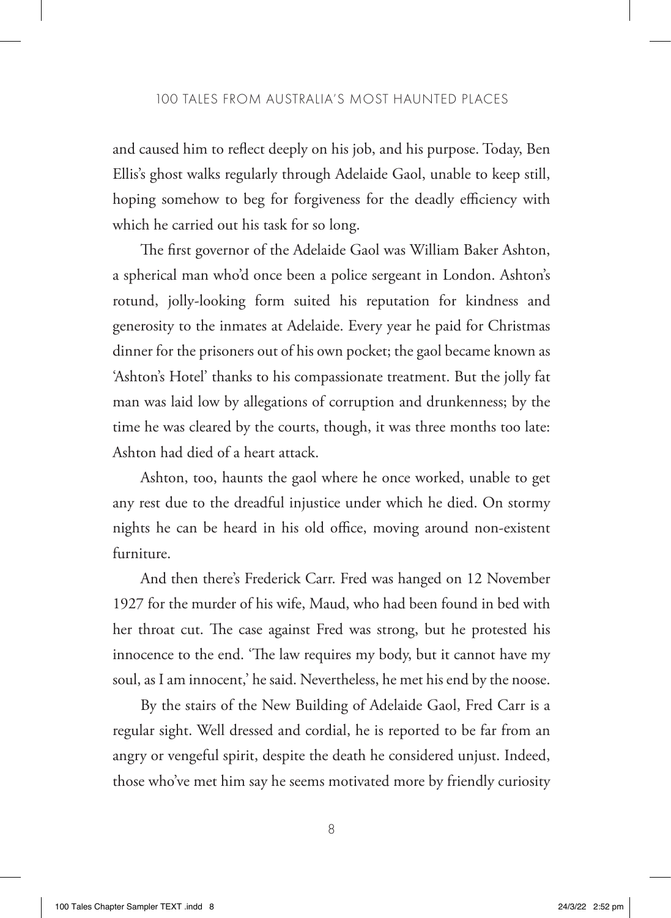and caused him to reflect deeply on his job, and his purpose. Today, Ben Ellis's ghost walks regularly through Adelaide Gaol, unable to keep still, hoping somehow to beg for forgiveness for the deadly efficiency with which he carried out his task for so long.

The first governor of the Adelaide Gaol was William Baker Ashton, a spherical man who'd once been a police sergeant in London. Ashton's rotund, jolly-looking form suited his reputation for kindness and generosity to the inmates at Adelaide. Every year he paid for Christmas dinner for the prisoners out of his own pocket; the gaol became known as 'Ashton's Hotel' thanks to his compassionate treatment. But the jolly fat man was laid low by allegations of corruption and drunkenness; by the time he was cleared by the courts, though, it was three months too late: Ashton had died of a heart attack.

Ashton, too, haunts the gaol where he once worked, unable to get any rest due to the dreadful injustice under which he died. On stormy nights he can be heard in his old office, moving around non-existent furniture.

And then there's Frederick Carr. Fred was hanged on 12 November 1927 for the murder of his wife, Maud, who had been found in bed with her throat cut. The case against Fred was strong, but he protested his innocence to the end. 'The law requires my body, but it cannot have my soul, as I am innocent,' he said. Nevertheless, he met his end by the noose.

By the stairs of the New Building of Adelaide Gaol, Fred Carr is a regular sight. Well dressed and cordial, he is reported to be far from an angry or vengeful spirit, despite the death he considered unjust. Indeed, those who've met him say he seems motivated more by friendly curiosity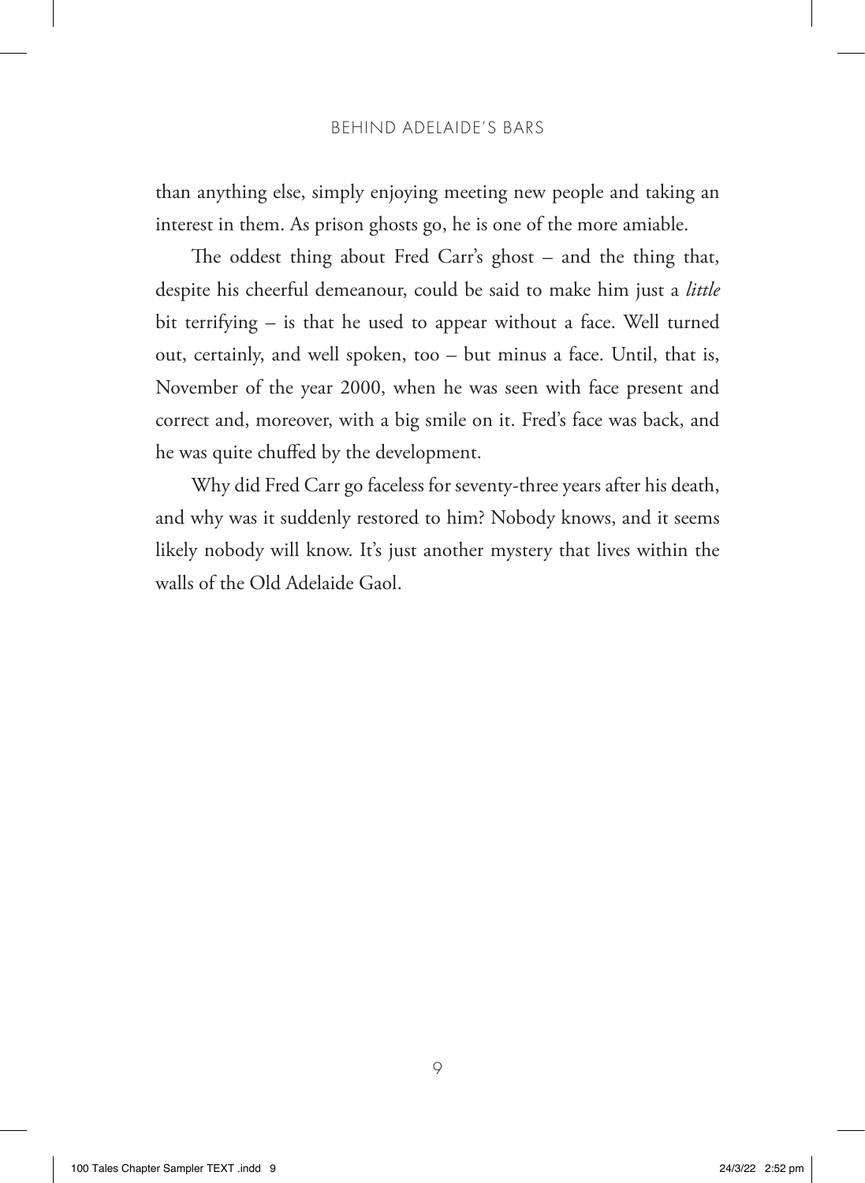than anything else, simply enjoying meeting new people and taking an interest in them. As prison ghosts go, he is one of the more amiable.

The oddest thing about Fred Carr's ghost – and the thing that, despite his cheerful demeanour, could be said to make him just a *little* bit terrifying – is that he used to appear without a face. Well turned out, certainly, and well spoken, too – but minus a face. Until, that is, November of the year 2000, when he was seen with face present and correct and, moreover, with a big smile on it. Fred's face was back, and he was quite chuffed by the development.

Why did Fred Carr go faceless for seventy-three years after his death, and why was it suddenly restored to him? Nobody knows, and it seems likely nobody will know. It's just another mystery that lives within the walls of the Old Adelaide Gaol.